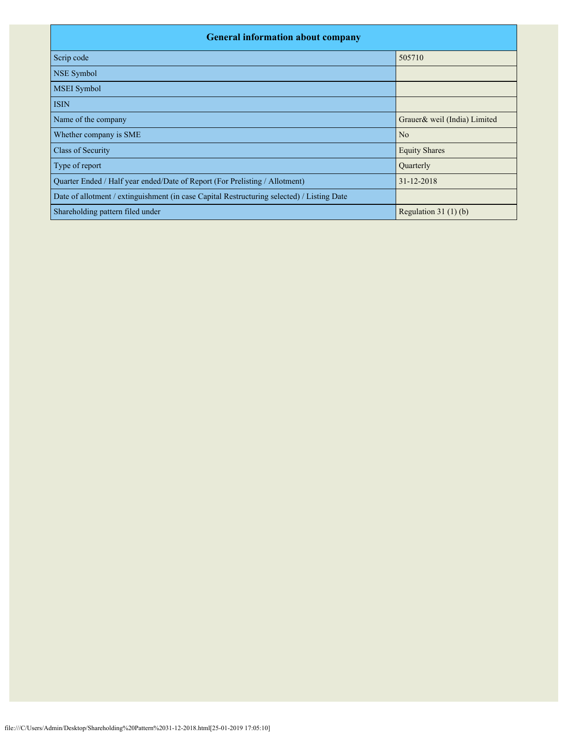| General information about company | |
|---|---|
| Scrip code | 505710 |
| NSE Symbol | |
| MSEI Symbol | |
| ISIN | |
| Name of the company | Grauer& weil (India) Limited |
| Whether company is SME | No |
| Class of Security | Equity Shares |
| Type of report | Quarterly |
| Quarter Ended / Half year ended/Date of Report (For Prelisting / Allotment) | 31-12-2018 |
| Date of allotment / extinguishment (in case Capital Restructuring selected) / Listing Date | |
| Shareholding pattern filed under | Regulation 31 (1) (b) |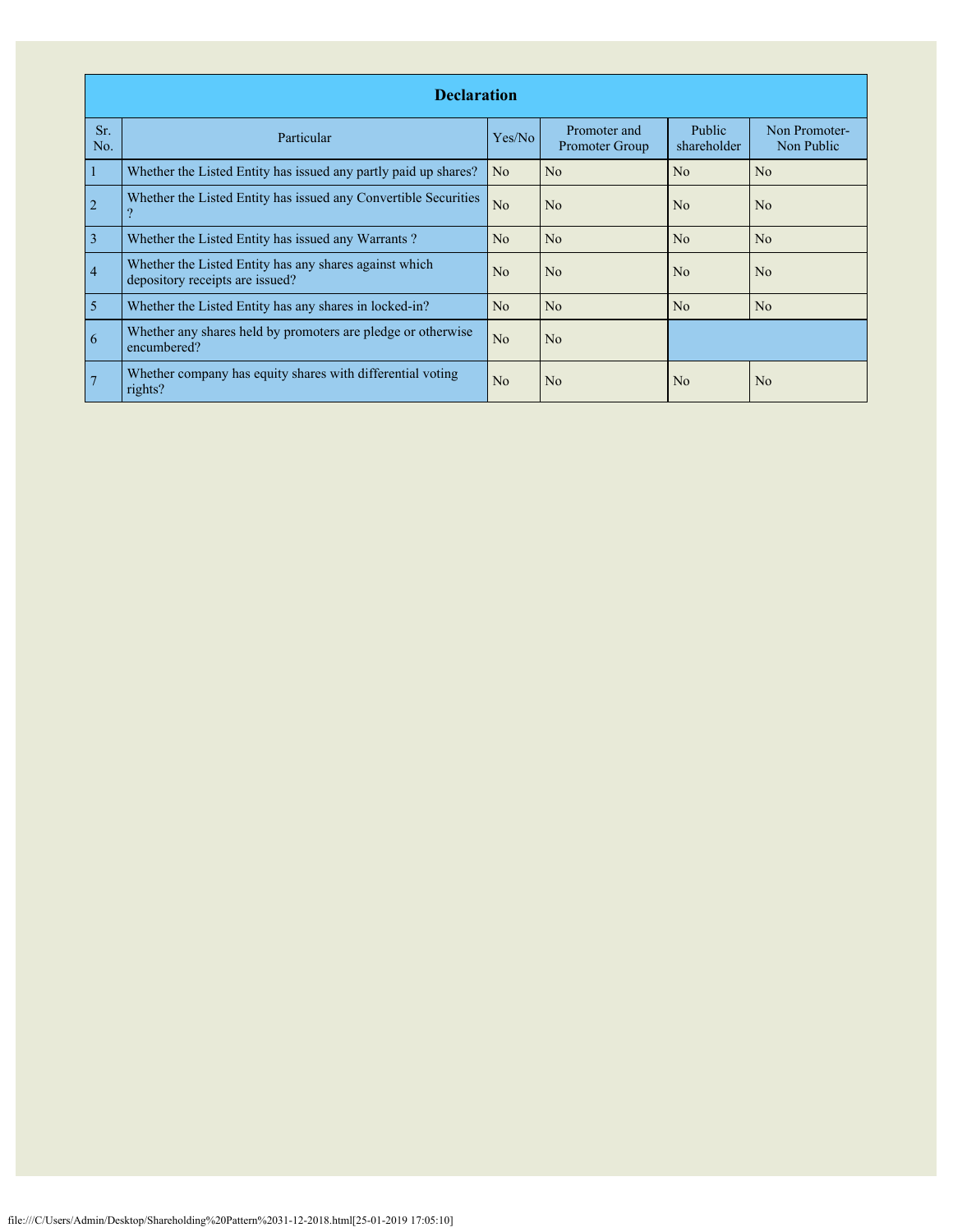| Declaration | | | | | |
|---|---|---|---|---|---|
| Sr. No. | Particular | Yes/No | Promoter and Promoter Group | Public shareholder | Non Promoter- Non Public |
| 1 | Whether the Listed Entity has issued any partly paid up shares? | No | No | No | No |
| 2 | Whether the Listed Entity has issued any Convertible Securities ? | No | No | No | No |
| 3 | Whether the Listed Entity has issued any Warrants ? | No | No | No | No |
| 4 | Whether the Listed Entity has any shares against which depository receipts are issued? | No | No | No | No |
| 5 | Whether the Listed Entity has any shares in locked-in? | No | No | No | No |
| 6 | Whether any shares held by promoters are pledge or otherwise encumbered? | No | No | | |
| 7 | Whether company has equity shares with differential voting rights? | No | No | No | No |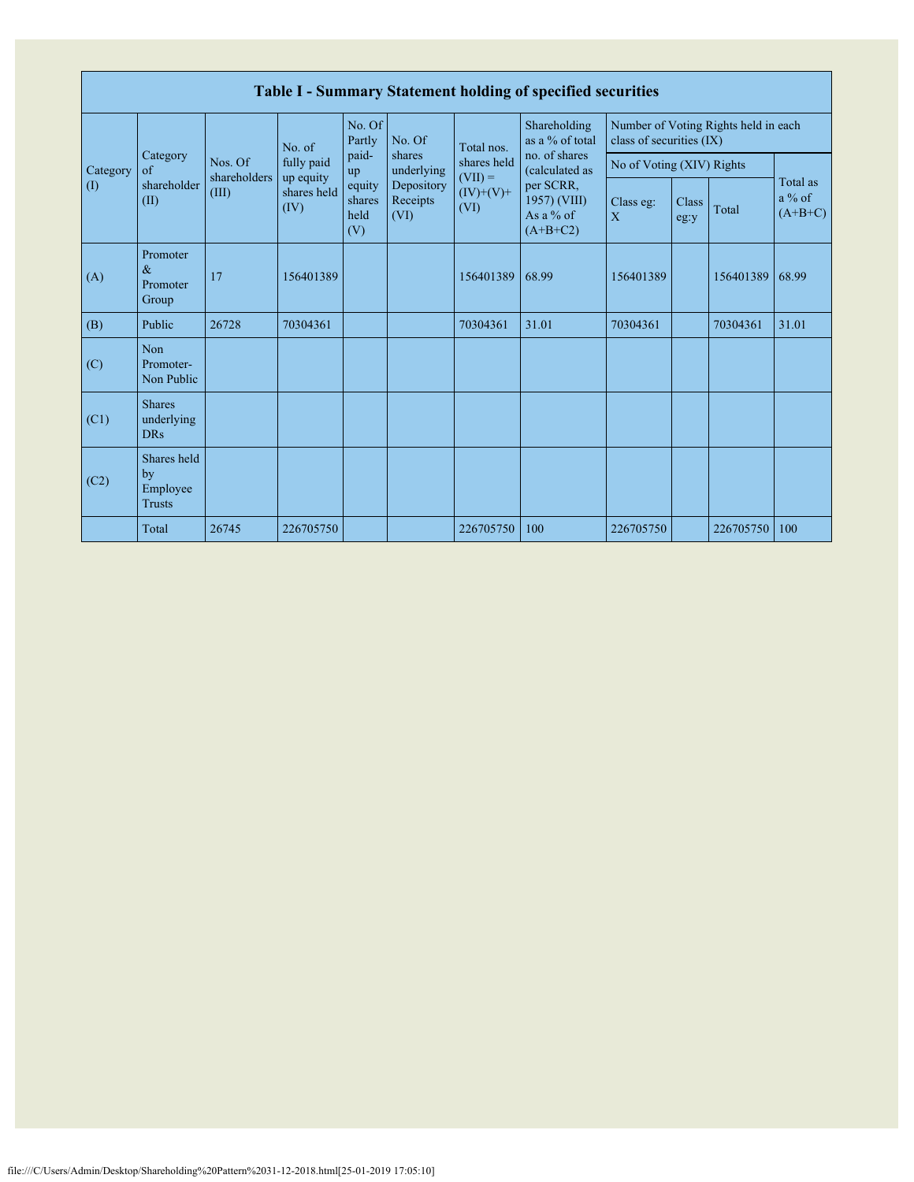| Table I - Summary Statement holding of specified securities | | | | | | | | | | | | |
|---|---|---|---|---|---|---|---|---|---|---|---|---|
| Category (I) | Category of shareholder (II) | Nos. Of shareholders (III) | No. of fully paid up equity shares held (IV) | No. Of Partly paid-up equity shares held (V) | No. Of shares underlying Depository Receipts (VI) | Total nos. shares held (VII) = (IV)+(V)+ (VI) | Shareholding as a % of total no. of shares (calculated as per SCRR, 1957) (VIII) As a % of (A+B+C2) | Number of Voting Rights held in each class of securities (IX) | | | |
| | | | | | | | | No of Voting (XIV) Rights | | | Total as a % of (A+B+C) |
| | | | | | | | | Class eg: X | Class eg:y | Total | |
| (A) | Promoter & Promoter Group | 17 | 156401389 | | | 156401389 | 68.99 | 156401389 | | 156401389 | 68.99 |
| (B) | Public | 26728 | 70304361 | | | 70304361 | 31.01 | 70304361 | | 70304361 | 31.01 |
| (C) | Non Promoter- Non Public | | | | | | | | | | |
| (C1) | Shares underlying DRs | | | | | | | | | | |
| (C2) | Shares held by Employee Trusts | | | | | | | | | | |
| | Total | 26745 | 226705750 | | | 226705750 | 100 | 226705750 | | 226705750 | 100 |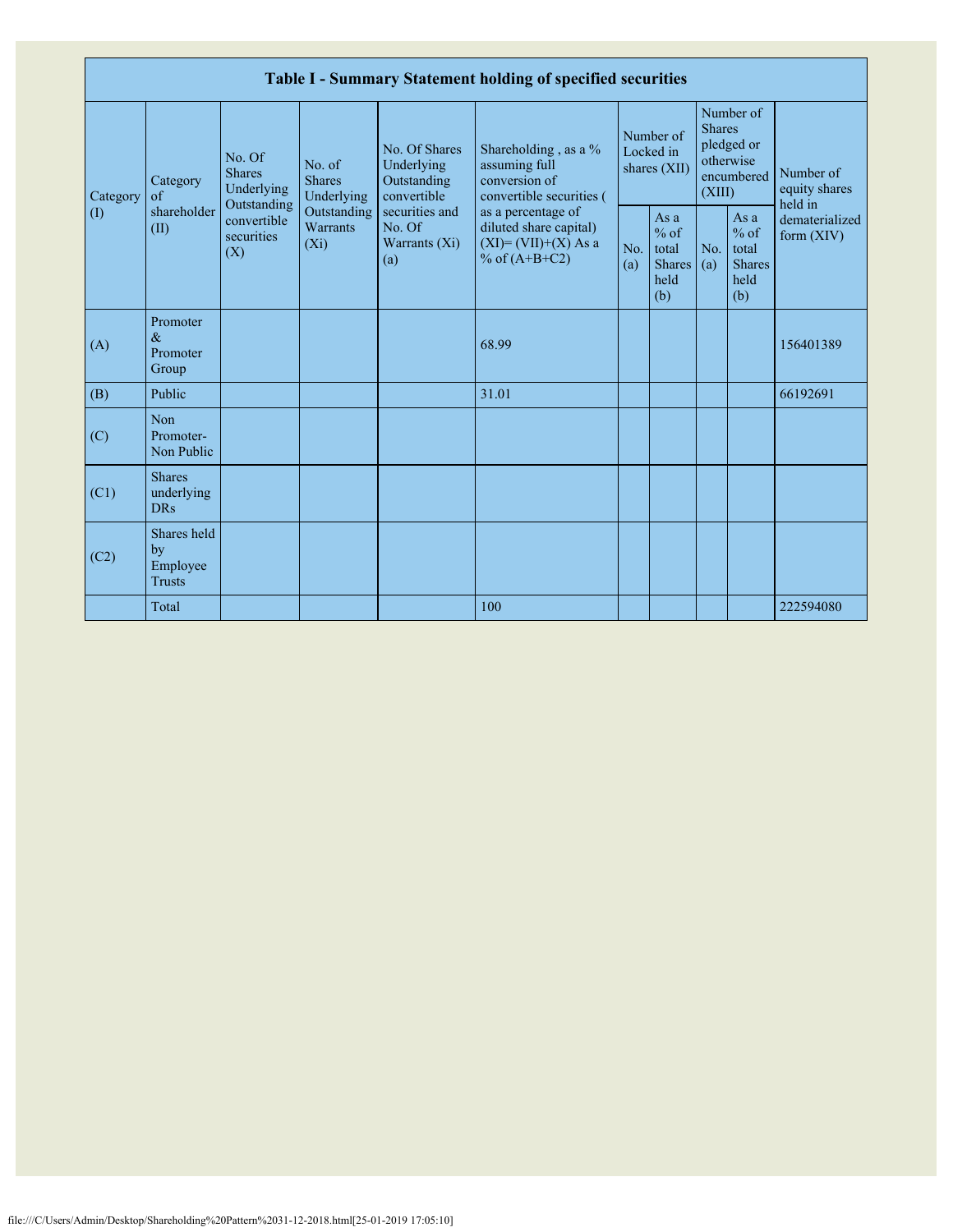| Table I - Summary Statement holding of specified securities | | | | | | | | | | |
|---|---|---|---|---|---|---|---|---|---|---|
| Category (I) | Category of shareholder (II) | No. Of Shares Underlying Outstanding convertible securities (X) | No. of Shares Underlying Outstanding Warrants (Xi) | No. Of Shares Underlying Outstanding convertible securities and No. Of Warrants (Xi) (a) | Shareholding , as a % assuming full conversion of convertible securities ( as a percentage of diluted share capital) (XI)= (VII)+(X) As a % of (A+B+C2) | Number of Locked in shares (XII) | | Number of Shares pledged or otherwise encumbered (XIII) | | Number of equity shares held in dematerialized form (XIV) |
| | | | | | | No. (a) | As a % of total Shares held (b) | No. (a) | As a % of total Shares held (b) | |
| (A) | Promoter & Promoter Group | | | | 68.99 | | | | | 156401389 |
| (B) | Public | | | | 31.01 | | | | | 66192691 |
| (C) | Non Promoter- Non Public | | | | | | | | | |
| (C1) | Shares underlying DRs | | | | | | | | | |
| (C2) | Shares held by Employee Trusts | | | | | | | | | |
| | Total | | | | 100 | | | | | 222594080 |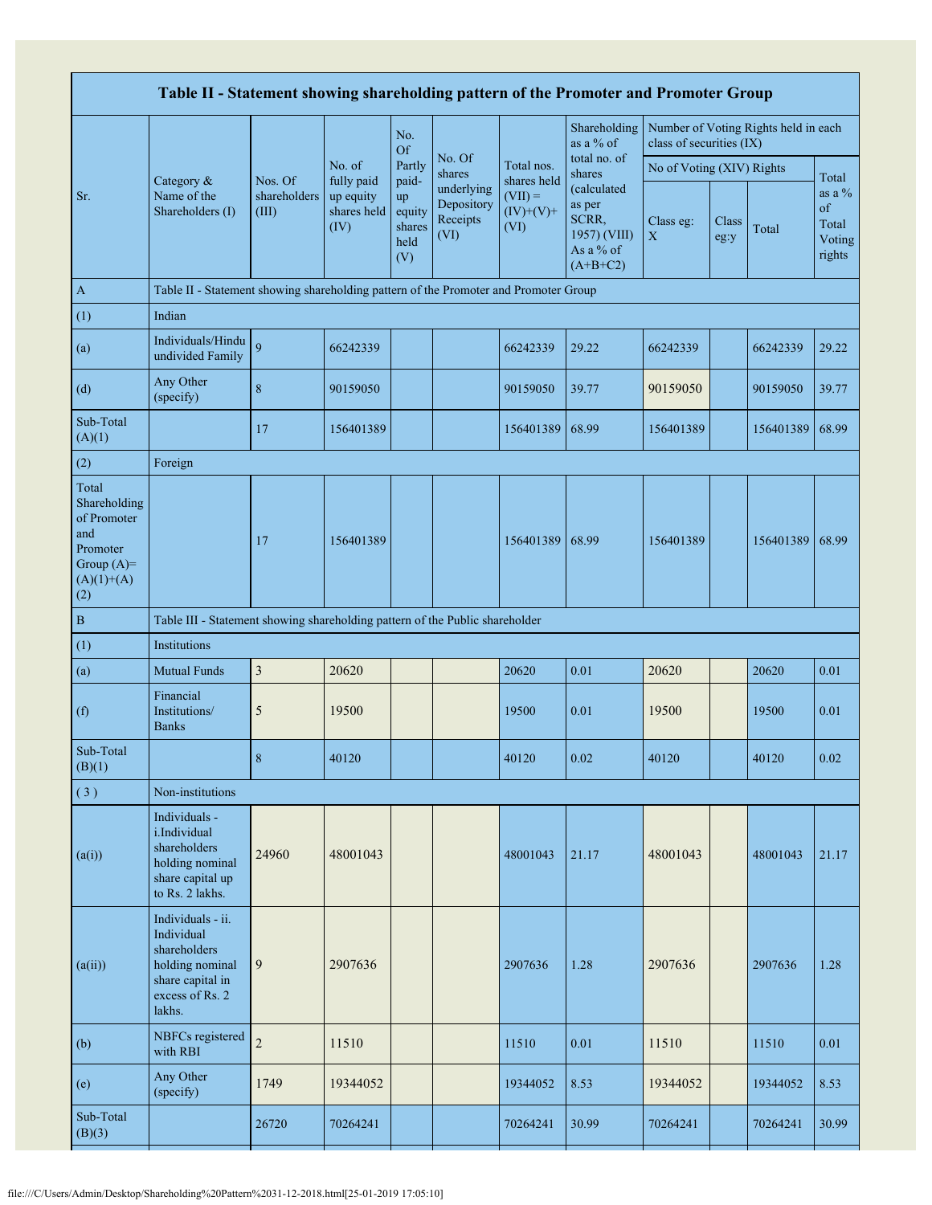| Table II - Statement showing shareholding pattern of the Promoter and Promoter Group | | | | | | | | | | | |
|---|---|---|---|---|---|---|---|---|---|---|---|
| Sr. | Category & Name of the Shareholders (I) | Nos. Of shareholders (III) | No. of fully paid up equity shares held (IV) | No. Of Partly paid-up equity shares held (V) | No. Of shares underlying Depository Receipts (VI) | Total nos. shares held (VII) = (IV)+(V)+ (VI) | Shareholding as a % of total no. of shares (calculated as per SCRR, 1957) (VIII) As a % of (A+B+C2) | Number of Voting Rights held in each class of securities (IX) | | | |
| | | | | | | | | No of Voting (XIV) Rights | | | Total as a % of Total Voting rights |
| | | | | | | | | Class eg: X | Class eg:y | Total | |
| A | Table II - Statement showing shareholding pattern of the Promoter and Promoter Group | | | | | | | | | | |
| (1) | Indian | | | | | | | | | | |
| (a) | Individuals/Hindu undivided Family | 9 | 66242339 | | | 66242339 | 29.22 | 66242339 | | 66242339 | 29.22 |
| (d) | Any Other (specify) | 8 | 90159050 | | | 90159050 | 39.77 | 90159050 | | 90159050 | 39.77 |
| Sub-Total (A)(1) | | 17 | 156401389 | | | 156401389 | 68.99 | 156401389 | | 156401389 | 68.99 |
| (2) | Foreign | | | | | | | | | | |
| Total Shareholding of Promoter and Promoter Group (A)= (A)(1)+(A)(2) | | 17 | 156401389 | | | 156401389 | 68.99 | 156401389 | | 156401389 | 68.99 |
| B | Table III - Statement showing shareholding pattern of the Public shareholder | | | | | | | | | | |
| (1) | Institutions | | | | | | | | | | |
| (a) | Mutual Funds | 3 | 20620 | | | 20620 | 0.01 | 20620 | | 20620 | 0.01 |
| (f) | Financial Institutions/ Banks | 5 | 19500 | | | 19500 | 0.01 | 19500 | | 19500 | 0.01 |
| Sub-Total (B)(1) | | 8 | 40120 | | | 40120 | 0.02 | 40120 | | 40120 | 0.02 |
| (3) | Non-institutions | | | | | | | | | | |
| (a(i)) | Individuals - i.Individual shareholders holding nominal share capital up to Rs. 2 lakhs. | 24960 | 48001043 | | | 48001043 | 21.17 | 48001043 | | 48001043 | 21.17 |
| (a(ii)) | Individuals - ii. Individual shareholders holding nominal share capital in excess of Rs. 2 lakhs. | 9 | 2907636 | | | 2907636 | 1.28 | 2907636 | | 2907636 | 1.28 |
| (b) | NBFCs registered with RBI | 2 | 11510 | | | 11510 | 0.01 | 11510 | | 11510 | 0.01 |
| (e) | Any Other (specify) | 1749 | 19344052 | | | 19344052 | 8.53 | 19344052 | | 19344052 | 8.53 |
| Sub-Total (B)(3) | | 26720 | 70264241 | | | 70264241 | 30.99 | 70264241 | | 70264241 | 30.99 |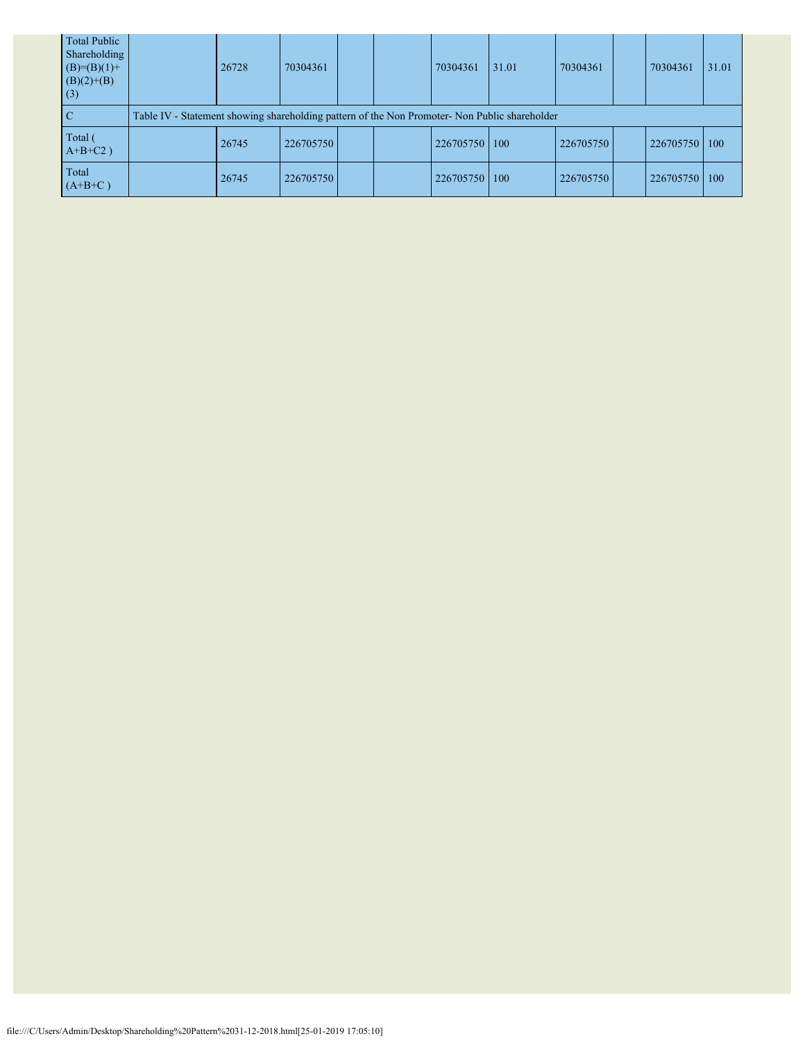| Total Public Shareholding (B)=(B)(1)+(B)(2)+(B)(3) | | 26728 | 70304361 | | | 70304361 | 31.01 | 70304361 | | 70304361 | 31.01 |
|---|---|---|---|---|---|---|---|---|---|---|---|
| C | Table IV - Statement showing shareholding pattern of the Non Promoter- Non Public shareholder | | | | | | | | | | |
| Total ( A+B+C2 ) | | 26745 | 226705750 | | | 226705750 | 100 | 226705750 | | 226705750 | 100 |
| Total (A+B+C ) | | 26745 | 226705750 | | | 226705750 | 100 | 226705750 | | 226705750 | 100 |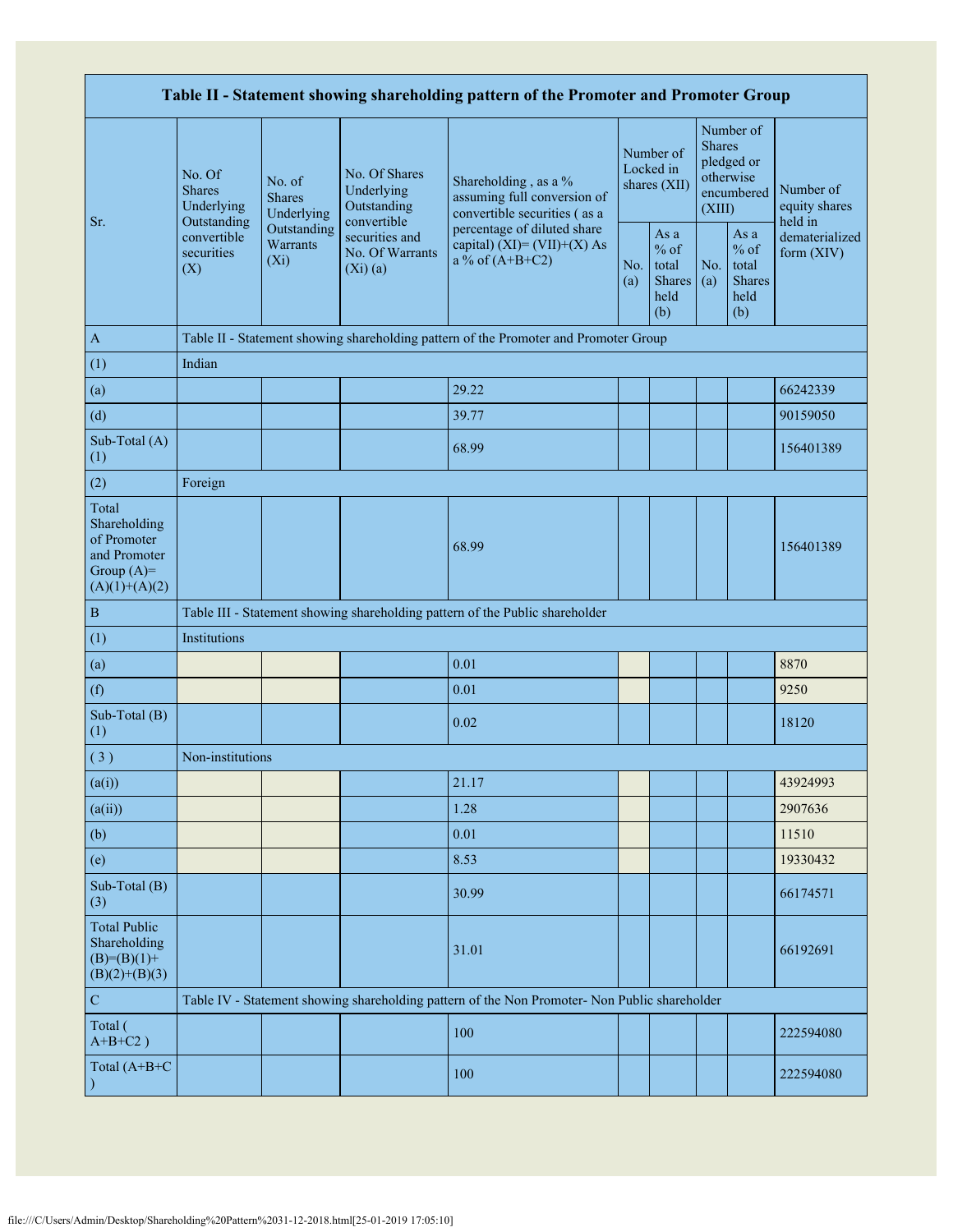| Table II - Statement showing shareholding pattern of the Promoter and Promoter Group | | | | | | | | | |
|---|---|---|---|---|---|---|---|---|---|
| Sr. | No. Of Shares Underlying Outstanding convertible securities (X) | No. of Shares Underlying Outstanding Warrants (Xi) | No. Of Shares Underlying Outstanding convertible securities and No. Of Warrants (Xi) (a) | Shareholding , as a % assuming full conversion of convertible securities ( as a percentage of diluted share capital) (XI)= (VII)+(X) As a % of (A+B+C2) | Number of Locked in shares (XII) | | Number of Shares pledged or otherwise encumbered (XIII) | | Number of equity shares held in dematerialized form (XIV) |
| | | | | | No. (a) | As a % of total Shares held (b) | No. (a) | As a % of total Shares held (b) | |
| A | Table II - Statement showing shareholding pattern of the Promoter and Promoter Group | | | | | | | | |
| (1) | Indian | | | | | | | | |
| (a) | | | | 29.22 | | | | | 66242339 |
| (d) | | | | 39.77 | | | | | 90159050 |
| Sub-Total (A) (1) | | | | 68.99 | | | | | 156401389 |
| (2) | Foreign | | | | | | | | |
| Total Shareholding of Promoter and Promoter Group (A)=(A)(1)+(A)(2) | | | | 68.99 | | | | | 156401389 |
| B | Table III - Statement showing shareholding pattern of the Public shareholder | | | | | | | | |
| (1) | Institutions | | | | | | | | |
| (a) | | | | 0.01 | | | | | 8870 |
| (f) | | | | 0.01 | | | | | 9250 |
| Sub-Total (B) (1) | | | | 0.02 | | | | | 18120 |
| ( 3 ) | Non-institutions | | | | | | | | |
| (a(i)) | | | | 21.17 | | | | | 43924993 |
| (a(ii)) | | | | 1.28 | | | | | 2907636 |
| (b) | | | | 0.01 | | | | | 11510 |
| (e) | | | | 8.53 | | | | | 19330432 |
| Sub-Total (B) (3) | | | | 30.99 | | | | | 66174571 |
| Total Public Shareholding (B)=(B)(1)+(B)(2)+(B)(3) | | | | 31.01 | | | | | 66192691 |
| C | Table IV - Statement showing shareholding pattern of the Non Promoter- Non Public shareholder | | | | | | | | |
| Total ( A+B+C2 ) | | | | 100 | | | | | 222594080 |
| Total (A+B+C ) | | | | 100 | | | | | 222594080 |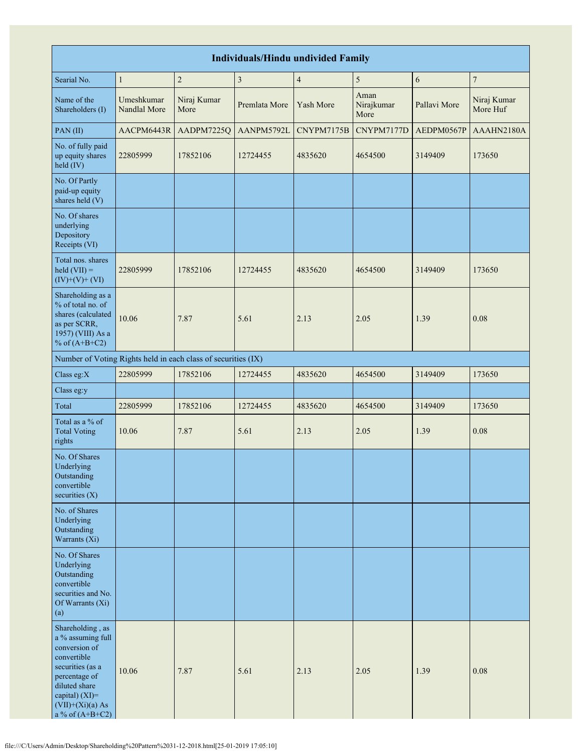| Individuals/Hindu undivided Family | | | | | | | |
|---|---|---|---|---|---|---|---|
| Searial No. | 1 | 2 | 3 | 4 | 5 | 6 | 7 |
| Name of the Shareholders (I) | Umeshkumar Nandlal More | Niraj Kumar More | Premlata More | Yash More | Aman Nirajkumar More | Pallavi More | Niraj Kumar More Huf |
| PAN (II) | AACPM6443R | AADPM7225Q | AANPM5792L | CNYPM7175B | CNYPM7177D | AEDPM0567P | AAAHN2180A |
| No. of fully paid up equity shares held (IV) | 22805999 | 17852106 | 12724455 | 4835620 | 4654500 | 3149409 | 173650 |
| No. Of Partly paid-up equity shares held (V) | | | | | | | |
| No. Of shares underlying Depository Receipts (VI) | | | | | | | |
| Total nos. shares held (VII) = (IV)+(V)+ (VI) | 22805999 | 17852106 | 12724455 | 4835620 | 4654500 | 3149409 | 173650 |
| Shareholding as a % of total no. of shares (calculated as per SCRR, 1957) (VIII) As a % of (A+B+C2) | 10.06 | 7.87 | 5.61 | 2.13 | 2.05 | 1.39 | 0.08 |
| Number of Voting Rights held in each class of securities (IX) | | | | | | | |
| Class eg:X | 22805999 | 17852106 | 12724455 | 4835620 | 4654500 | 3149409 | 173650 |
| Class eg:y | | | | | | | |
| Total | 22805999 | 17852106 | 12724455 | 4835620 | 4654500 | 3149409 | 173650 |
| Total as a % of Total Voting rights | 10.06 | 7.87 | 5.61 | 2.13 | 2.05 | 1.39 | 0.08 |
| No. Of Shares Underlying Outstanding convertible securities (X) | | | | | | | |
| No. of Shares Underlying Outstanding Warrants (Xi) | | | | | | | |
| No. Of Shares Underlying Outstanding convertible securities and No. Of Warrants (Xi) (a) | | | | | | | |
| Shareholding , as a % assuming full conversion of convertible securities (as a percentage of diluted share capital) (XI)= (VII)+(Xi)(a) As a % of (A+B+C2) | 10.06 | 7.87 | 5.61 | 2.13 | 2.05 | 1.39 | 0.08 |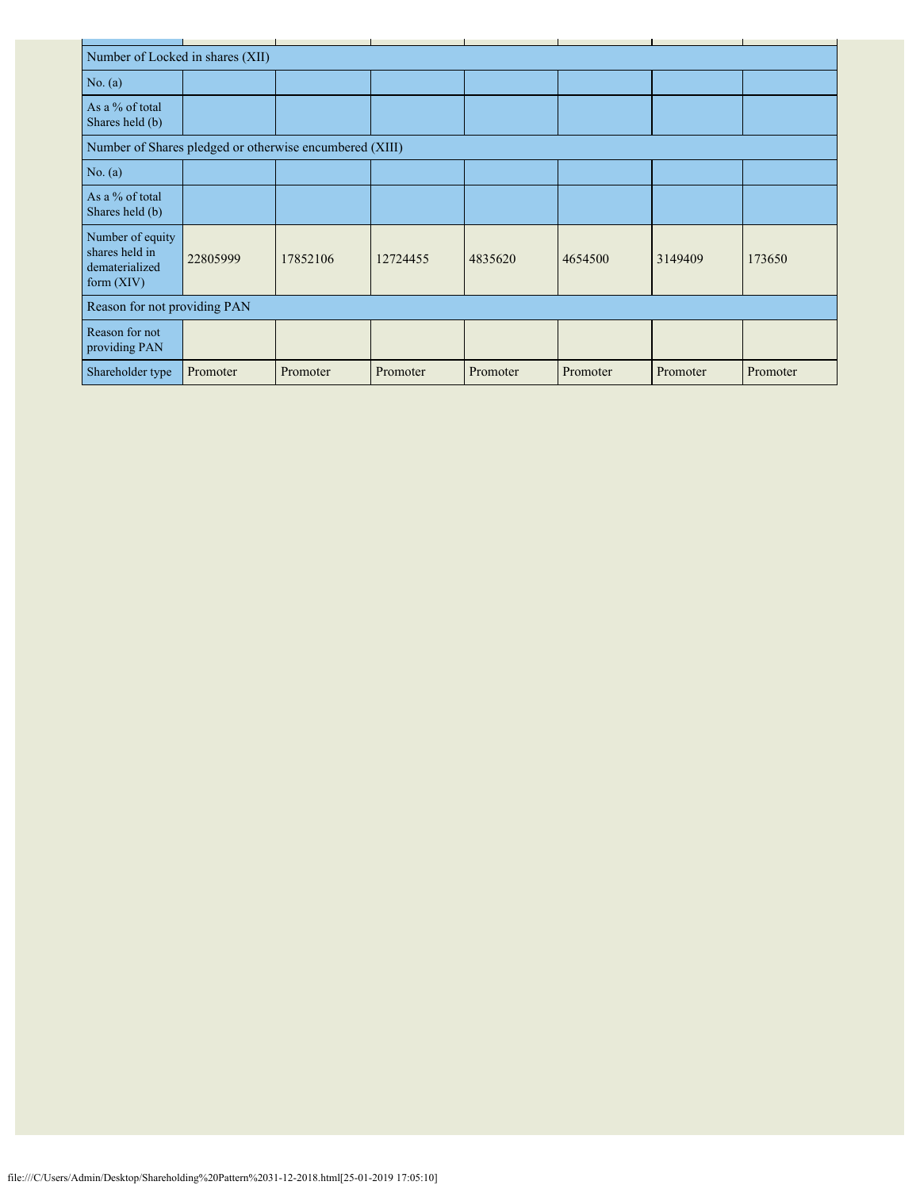| | | | | | | | |
|---|---|---|---|---|---|---|---|
| Number of Locked in shares (XII) | | | | | | | |
| No. (a) | | | | | | | |
| As a % of total Shares held (b) | | | | | | | |
| Number of Shares pledged or otherwise encumbered (XIII) | | | | | | | |
| No. (a) | | | | | | | |
| As a % of total Shares held (b) | | | | | | | |
| Number of equity shares held in dematerialized form (XIV) | 22805999 | 17852106 | 12724455 | 4835620 | 4654500 | 3149409 | 173650 |
| Reason for not providing PAN | | | | | | | |
| Reason for not providing PAN | | | | | | | |
| Shareholder type | Promoter | Promoter | Promoter | Promoter | Promoter | Promoter | Promoter |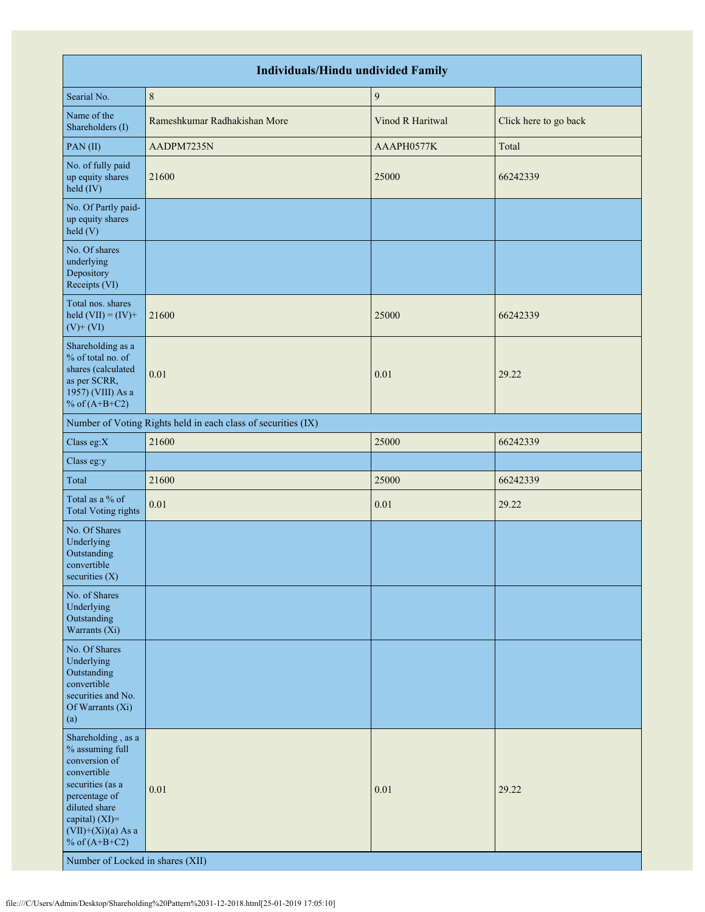| Individuals/Hindu undivided Family | | | |
|---|---|---|---|
| Searial No. | 8 | 9 | |
| Name of the Shareholders (I) | Rameshkumar Radhakishan More | Vinod R Haritwal | Click here to go back |
| PAN (II) | AADPM7235N | AAAPH0577K | Total |
| No. of fully paid up equity shares held (IV) | 21600 | 25000 | 66242339 |
| No. Of Partly paid-up equity shares held (V) | | | |
| No. Of shares underlying Depository Receipts (VI) | | | |
| Total nos. shares held (VII) = (IV)+ (V)+ (VI) | 21600 | 25000 | 66242339 |
| Shareholding as a % of total no. of shares (calculated as per SCRR, 1957) (VIII) As a % of (A+B+C2) | 0.01 | 0.01 | 29.22 |
| Number of Voting Rights held in each class of securities (IX) | | | |
| Class eg:X | 21600 | 25000 | 66242339 |
| Class eg:y | | | |
| Total | 21600 | 25000 | 66242339 |
| Total as a % of Total Voting rights | 0.01 | 0.01 | 29.22 |
| No. Of Shares Underlying Outstanding convertible securities (X) | | | |
| No. of Shares Underlying Outstanding Warrants (Xi) | | | |
| No. Of Shares Underlying Outstanding convertible securities and No. Of Warrants (Xi) (a) | | | |
| Shareholding , as a % assuming full conversion of convertible securities (as a percentage of diluted share capital) (XI)= (VII)+(Xi)(a) As a % of (A+B+C2) | 0.01 | 0.01 | 29.22 |
| Number of Locked in shares (XII) | | | |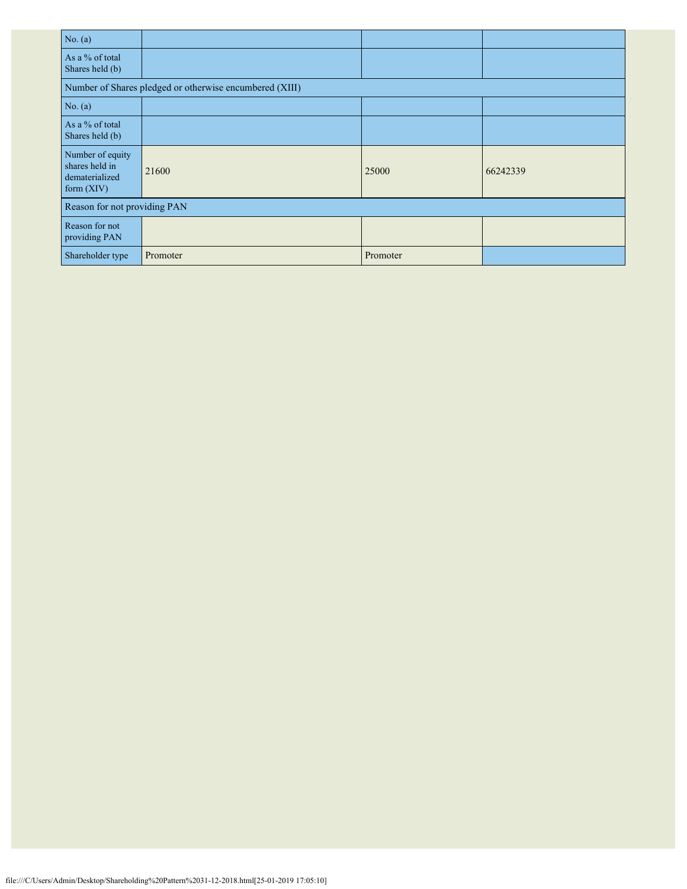| | | | |
|---|---|---|---|
| No. (a) | | | |
| As a % of total Shares held (b) | | | |
| Number of Shares pledged or otherwise encumbered (XIII) | | | |
| No. (a) | | | |
| As a % of total Shares held (b) | | | |
| Number of equity shares held in dematerialized form (XIV) | 21600 | 25000 | 66242339 |
| Reason for not providing PAN | | | |
| Reason for not providing PAN | | | |
| Shareholder type | Promoter | Promoter | |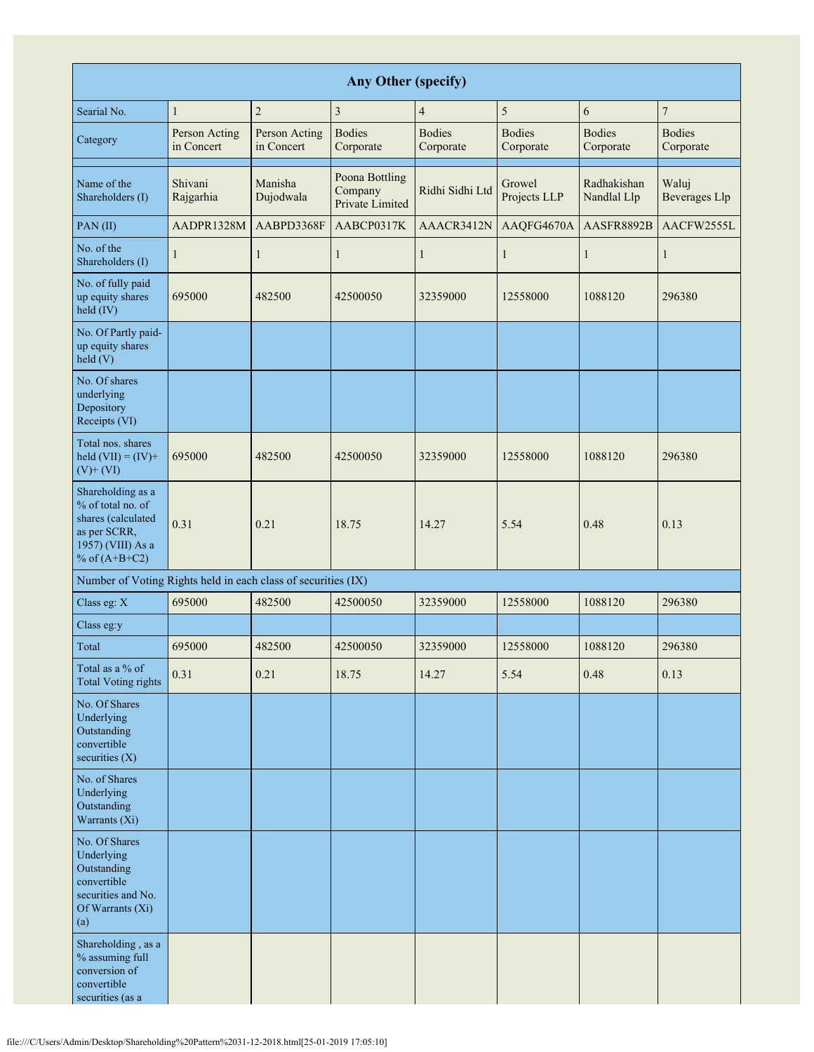| Any Other (specify) | | | | | | | |
|---|---|---|---|---|---|---|---|
| Searial No. | 1 | 2 | 3 | 4 | 5 | 6 | 7 |
| Category | Person Acting in Concert | Person Acting in Concert | Bodies Corporate | Bodies Corporate | Bodies Corporate | Bodies Corporate | Bodies Corporate |
| Name of the Shareholders (I) | Shivani Rajgarhia | Manisha Dujodwala | Poona Bottling Company Private Limited | Ridhi Sidhi Ltd | Growel Projects LLP | Radhakishan Nandlal Llp | Waluj Beverages Llp |
| PAN (II) | AADPR1328M | AABPD3368F | AABCP0317K | AAACR3412N | AAQFG4670A | AASFR8892B | AACFW2555L |
| No. of the Shareholders (I) | 1 | 1 | 1 | 1 | 1 | 1 | 1 |
| No. of fully paid up equity shares held (IV) | 695000 | 482500 | 42500050 | 32359000 | 12558000 | 1088120 | 296380 |
| No. Of Partly paid-up equity shares held (V) | | | | | | | |
| No. Of shares underlying Depository Receipts (VI) | | | | | | | |
| Total nos. shares held (VII) = (IV)+ (V)+ (VI) | 695000 | 482500 | 42500050 | 32359000 | 12558000 | 1088120 | 296380 |
| Shareholding as a % of total no. of shares (calculated as per SCRR, 1957) (VIII) As a % of (A+B+C2) | 0.31 | 0.21 | 18.75 | 14.27 | 5.54 | 0.48 | 0.13 |
| Number of Voting Rights held in each class of securities (IX) | | | | | | | |
| Class eg: X | 695000 | 482500 | 42500050 | 32359000 | 12558000 | 1088120 | 296380 |
| Class eg:y | | | | | | | |
| Total | 695000 | 482500 | 42500050 | 32359000 | 12558000 | 1088120 | 296380 |
| Total as a % of Total Voting rights | 0.31 | 0.21 | 18.75 | 14.27 | 5.54 | 0.48 | 0.13 |
| No. Of Shares Underlying Outstanding convertible securities (X) | | | | | | | |
| No. of Shares Underlying Outstanding Warrants (Xi) | | | | | | | |
| No. Of Shares Underlying Outstanding convertible securities and No. Of Warrants (Xi) (a) | | | | | | | |
| Shareholding , as a % assuming full conversion of convertible securities (as a | | | | | | | |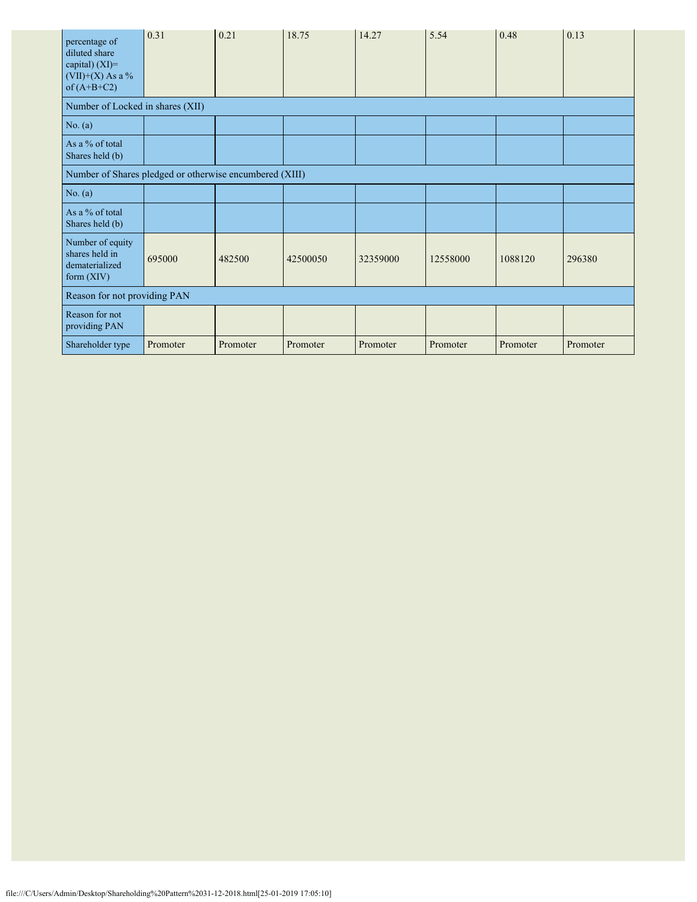| percentage of diluted share capital) (XI)= (VII)+(X) As a % of (A+B+C2) | 0.31 | 0.21 | 18.75 | 14.27 | 5.54 | 0.48 | 0.13 |
|---|---|---|---|---|---|---|---|
| Number of Locked in shares (XII) | | | | | | | |
| No. (a) | | | | | | | |
| As a % of total Shares held (b) | | | | | | | |
| Number of Shares pledged or otherwise encumbered (XIII) | | | | | | | |
| No. (a) | | | | | | | |
| As a % of total Shares held (b) | | | | | | | |
| Number of equity shares held in dematerialized form (XIV) | 695000 | 482500 | 42500050 | 32359000 | 12558000 | 1088120 | 296380 |
| Reason for not providing PAN | | | | | | | |
| Reason for not providing PAN | | | | | | | |
| Shareholder type | Promoter | Promoter | Promoter | Promoter | Promoter | Promoter | Promoter |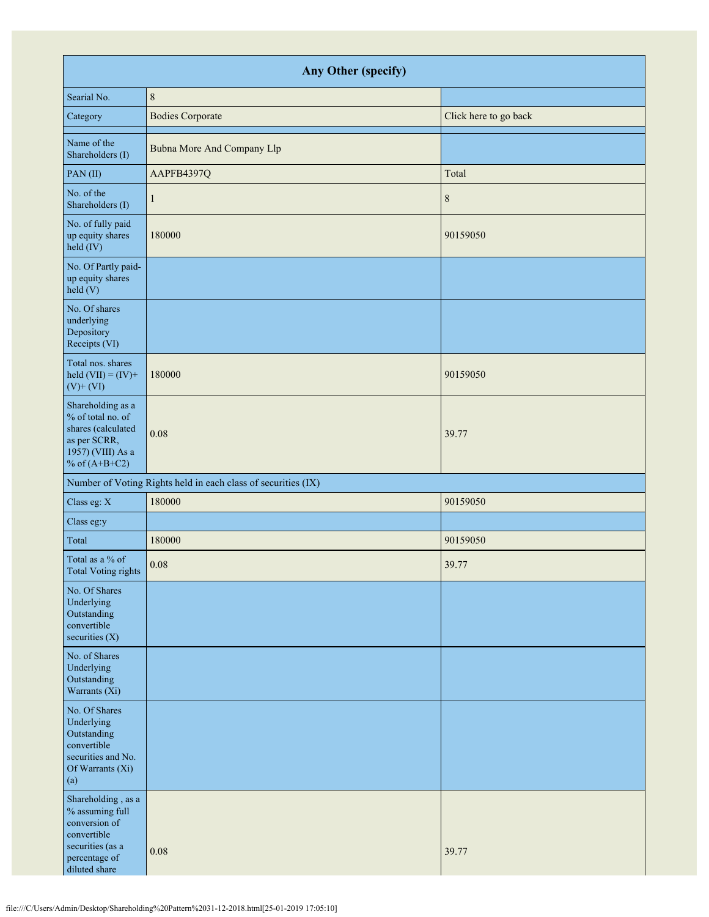| Any Other (specify) | | |
|---|---|---|
| Searial No. | 8 | |
| Category | Bodies Corporate | Click here to go back |
| Name of the Shareholders (I) | Bubna More And Company Llp | |
| PAN (II) | AAPFB4397Q | Total |
| No. of the Shareholders (I) | 1 | 8 |
| No. of fully paid up equity shares held (IV) | 180000 | 90159050 |
| No. Of Partly paid-up equity shares held (V) | | |
| No. Of shares underlying Depository Receipts (VI) | | |
| Total nos. shares held (VII) = (IV)+ (V)+ (VI) | 180000 | 90159050 |
| Shareholding as a % of total no. of shares (calculated as per SCRR, 1957) (VIII) As a % of (A+B+C2) | 0.08 | 39.77 |
| Number of Voting Rights held in each class of securities (IX) | | |
| Class eg: X | 180000 | 90159050 |
| Class eg:y | | |
| Total | 180000 | 90159050 |
| Total as a % of Total Voting rights | 0.08 | 39.77 |
| No. Of Shares Underlying Outstanding convertible securities (X) | | |
| No. of Shares Underlying Outstanding Warrants (Xi) | | |
| No. Of Shares Underlying Outstanding convertible securities and No. Of Warrants (Xi) (a) | | |
| Shareholding , as a % assuming full conversion of convertible securities (as a percentage of diluted share | 0.08 | 39.77 |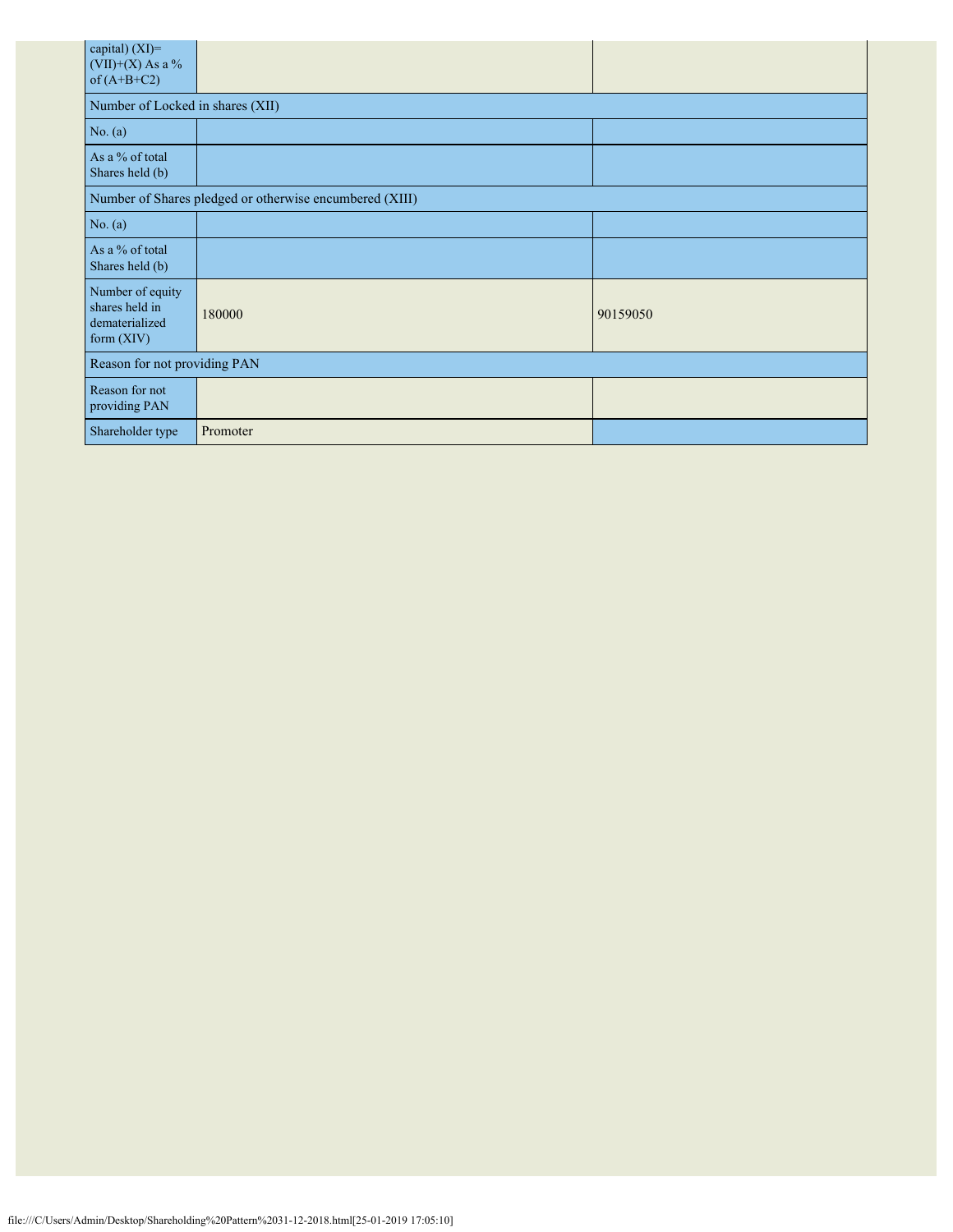| capital) (XI)= (VII)+(X) As a % of (A+B+C2) | | |
|---|---|---|
| Number of Locked in shares (XII) | | |
| No. (a) | | |
| As a % of total Shares held (b) | | |
| Number of Shares pledged or otherwise encumbered (XIII) | | |
| No. (a) | | |
| As a % of total Shares held (b) | | |
| Number of equity shares held in dematerialized form (XIV) | 180000 | 90159050 |
| Reason for not providing PAN | | |
| Reason for not providing PAN | | |
| Shareholder type | Promoter | |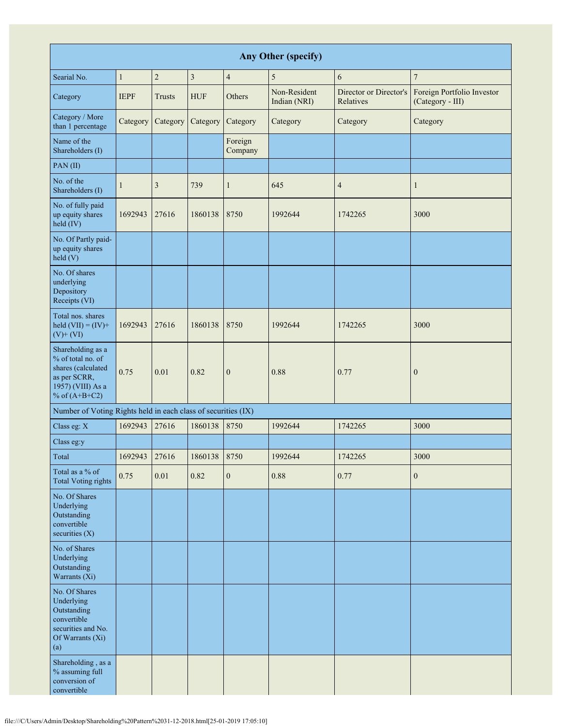| Any Other (specify) | | | | | | | |
|---|---|---|---|---|---|---|---|
| Searial No. | 1 | 2 | 3 | 4 | 5 | 6 | 7 |
| Category | IEPF | Trusts | HUF | Others | Non-Resident Indian (NRI) | Director or Director's Relatives | Foreign Portfolio Investor (Category - III) |
| Category / More than 1 percentage | Category | Category | Category | Category | Category | Category | Category |
| Name of the Shareholders (I) | | | | Foreign Company | | | |
| PAN (II) | | | | | | | |
| No. of the Shareholders (I) | 1 | 3 | 739 | 1 | 645 | 4 | 1 |
| No. of fully paid up equity shares held (IV) | 1692943 | 27616 | 1860138 | 8750 | 1992644 | 1742265 | 3000 |
| No. Of Partly paid-up equity shares held (V) | | | | | | | |
| No. Of shares underlying Depository Receipts (VI) | | | | | | | |
| Total nos. shares held (VII) = (IV)+ (V)+ (VI) | 1692943 | 27616 | 1860138 | 8750 | 1992644 | 1742265 | 3000 |
| Shareholding as a % of total no. of shares (calculated as per SCRR, 1957) (VIII) As a % of (A+B+C2) | 0.75 | 0.01 | 0.82 | 0 | 0.88 | 0.77 | 0 |
| Number of Voting Rights held in each class of securities (IX) | | | | | | | |
| Class eg: X | 1692943 | 27616 | 1860138 | 8750 | 1992644 | 1742265 | 3000 |
| Class eg:y | | | | | | | |
| Total | 1692943 | 27616 | 1860138 | 8750 | 1992644 | 1742265 | 3000 |
| Total as a % of Total Voting rights | 0.75 | 0.01 | 0.82 | 0 | 0.88 | 0.77 | 0 |
| No. Of Shares Underlying Outstanding convertible securities (X) | | | | | | | |
| No. of Shares Underlying Outstanding Warrants (Xi) | | | | | | | |
| No. Of Shares Underlying Outstanding convertible securities and No. Of Warrants (Xi) (a) | | | | | | | |
| Shareholding , as a % assuming full conversion of convertible | | | | | | | |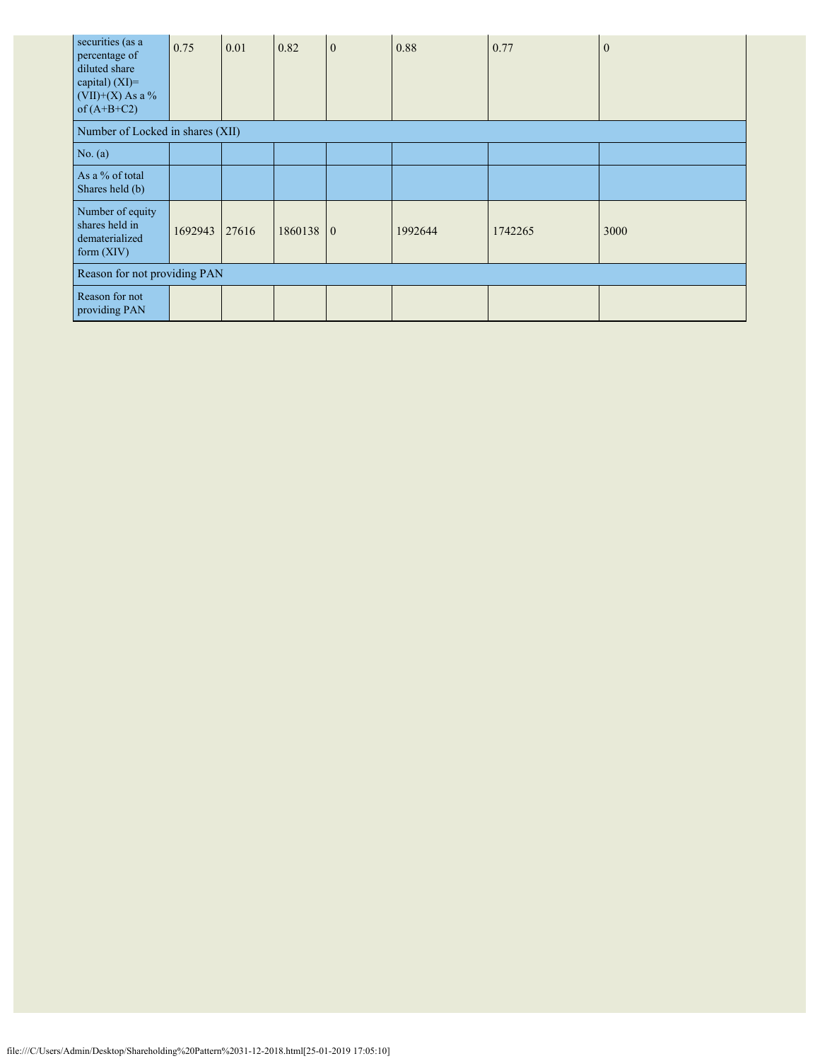| securities (as a percentage of diluted share capital) (XI)= (VII)+(X) As a % of (A+B+C2) | 0.75 | 0.01 | 0.82 | 0 | 0.88 | 0.77 | 0 |
|---|---|---|---|---|---|---|---|
| Number of Locked in shares (XII) | | | | | | | |
| No. (a) | | | | | | | |
| As a % of total Shares held (b) | | | | | | | |
| Number of equity shares held in dematerialized form (XIV) | 1692943 | 27616 | 1860138 | 0 | 1992644 | 1742265 | 3000 |
| Reason for not providing PAN | | | | | | | |
| Reason for not providing PAN | | | | | | | |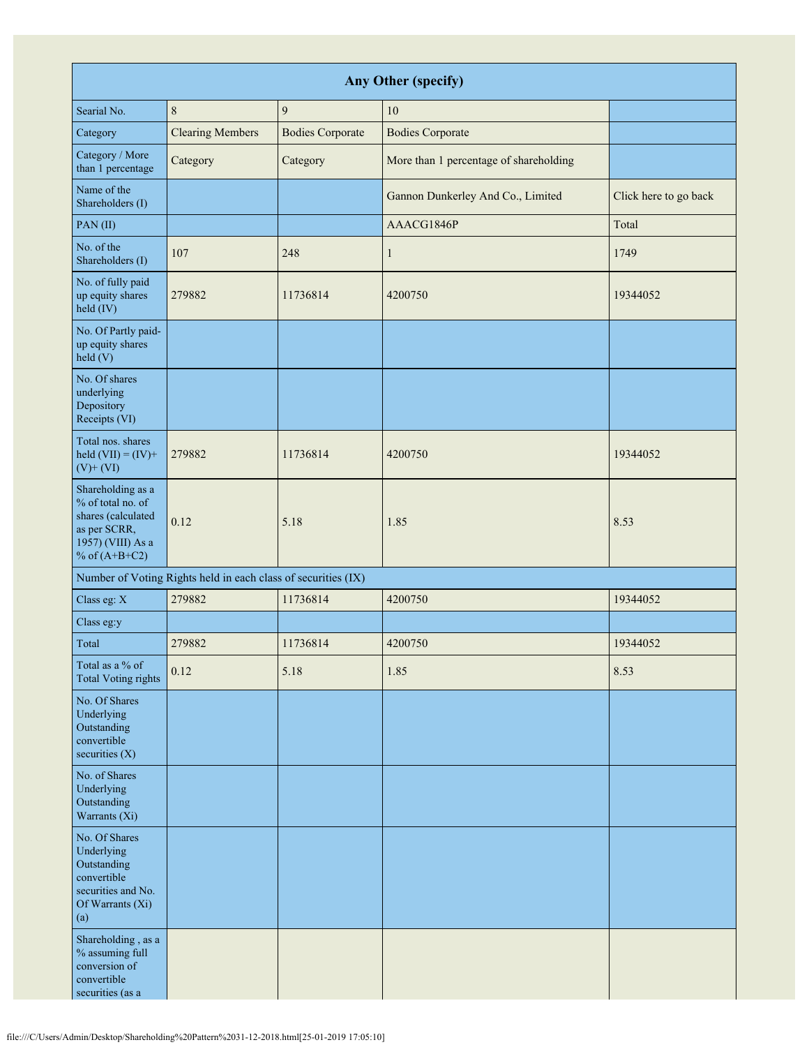| Any Other (specify) | | | | |
|---|---|---|---|---|
| Searial No. | 8 | 9 | 10 | |
| Category | Clearing Members | Bodies Corporate | Bodies Corporate | |
| Category / More than 1 percentage | Category | Category | More than 1 percentage of shareholding | |
| Name of the Shareholders (I) | | | Gannon Dunkerley And Co., Limited | Click here to go back |
| PAN (II) | | | AAACG1846P | Total |
| No. of the Shareholders (I) | 107 | 248 | 1 | 1749 |
| No. of fully paid up equity shares held (IV) | 279882 | 11736814 | 4200750 | 19344052 |
| No. Of Partly paid-up equity shares held (V) | | | | |
| No. Of shares underlying Depository Receipts (VI) | | | | |
| Total nos. shares held (VII) = (IV)+ (V)+ (VI) | 279882 | 11736814 | 4200750 | 19344052 |
| Shareholding as a % of total no. of shares (calculated as per SCRR, 1957) (VIII) As a % of (A+B+C2) | 0.12 | 5.18 | 1.85 | 8.53 |
| Number of Voting Rights held in each class of securities (IX) | | | | |
| Class eg: X | 279882 | 11736814 | 4200750 | 19344052 |
| Class eg:y | | | | |
| Total | 279882 | 11736814 | 4200750 | 19344052 |
| Total as a % of Total Voting rights | 0.12 | 5.18 | 1.85 | 8.53 |
| No. Of Shares Underlying Outstanding convertible securities (X) | | | | |
| No. of Shares Underlying Outstanding Warrants (Xi) | | | | |
| No. Of Shares Underlying Outstanding convertible securities and No. Of Warrants (Xi) (a) | | | | |
| Shareholding , as a % assuming full conversion of convertible securities (as a | | | | |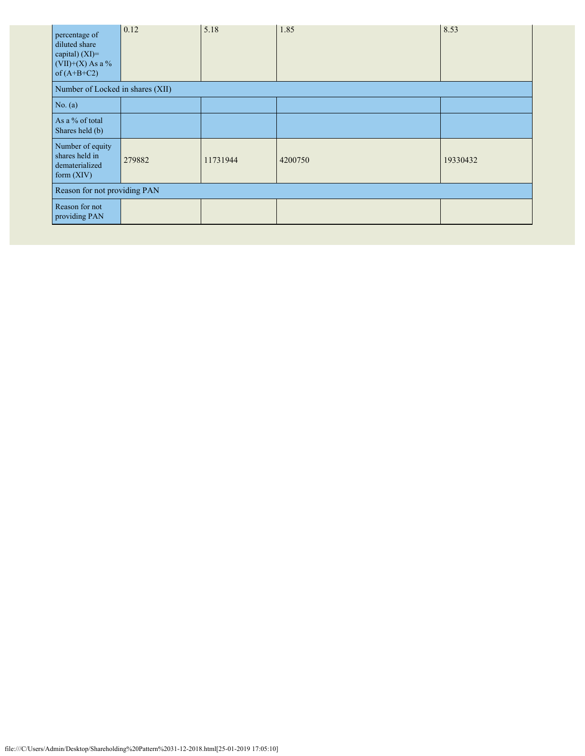| percentage of diluted share capital) (XI)= (VII)+(X) As a % of (A+B+C2) | 0.12 | 5.18 | 1.85 | 8.53 |
|---|---|---|---|---|
| Number of Locked in shares (XII) | | | | |
| No. (a) | | | | |
| As a % of total Shares held (b) | | | | |
| Number of equity shares held in dematerialized form (XIV) | 279882 | 11731944 | 4200750 | 19330432 |
| Reason for not providing PAN | | | | |
| Reason for not providing PAN | | | | |